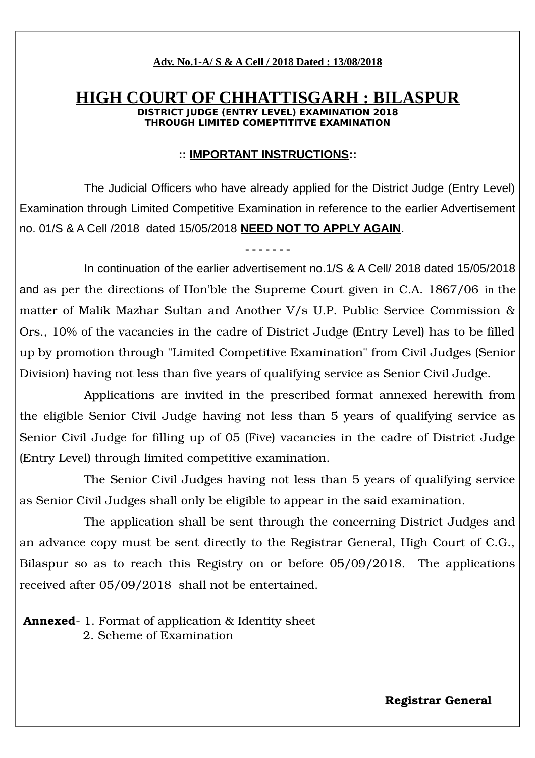**Adv. No.1-A/ S & A Cell / 2018 Dated : 13/08/2018**

# HIGH COURT OF CHHATTISGARH : BILASPUR

**DISTRICT JUDGE (ENTRY LEVEL) EXAMINATION 2018**
**THROUGH LIMITED COMEPTITITVE EXAMINATION**

## :: IMPORTANT INSTRUCTIONS::

The Judicial Officers who have already applied for the District Judge (Entry Level) Examination through Limited Competitive Examination in reference to the earlier Advertisement no. 01/S & A Cell /2018 dated 15/05/2018 **NEED NOT TO APPLY AGAIN**.

- - - - - - -

In continuation of the earlier advertisement no.1/S & A Cell/ 2018 dated 15/05/2018 and as per the directions of Hon'ble the Supreme Court given in C.A. 1867/06 in the matter of Malik Mazhar Sultan and Another V/s U.P. Public Service Commission & Ors., 10% of the vacancies in the cadre of District Judge (Entry Level) has to be filled up by promotion through "Limited Competitive Examination" from Civil Judges (Senior Division) having not less than five years of qualifying service as Senior Civil Judge.

Applications are invited in the prescribed format annexed herewith from the eligible Senior Civil Judge having not less than 5 years of qualifying service as Senior Civil Judge for filling up of 05 (Five) vacancies in the cadre of District Judge (Entry Level) through limited competitive examination.

The Senior Civil Judges having not less than 5 years of qualifying service as Senior Civil Judges shall only be eligible to appear in the said examination.

The application shall be sent through the concerning District Judges and an advance copy must be sent directly to the Registrar General, High Court of C.G., Bilaspur so as to reach this Registry on or before 05/09/2018. The applications received after 05/09/2018 shall not be entertained.

**Annexed**- 1. Format of application & Identity sheet
2. Scheme of Examination

**Registrar General**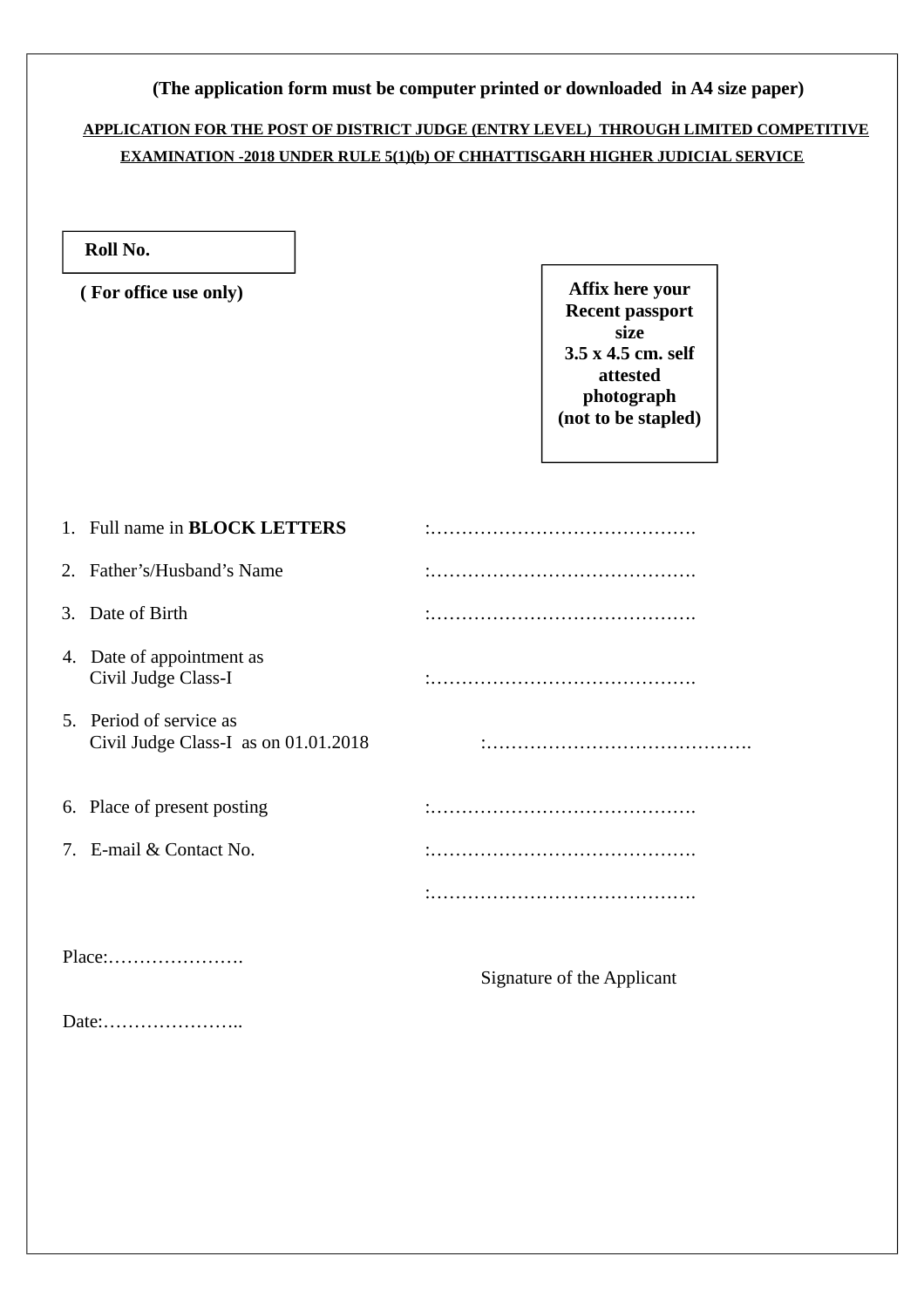**(The application form must be computer printed or downloaded in A4 size paper)**

**APPLICATION FOR THE POST OF DISTRICT JUDGE (ENTRY LEVEL) THROUGH LIMITED COMPETITIVE EXAMINATION -2018 UNDER RULE 5(1)(b) OF CHHATTISGARH HIGHER JUDICIAL SERVICE**

| **Roll No.** |
|---|
| |

**( For office use only)**

| **Affix here your Recent passport size 3.5 x 4.5 cm. self attested photograph (not to be stapled)** |
|---|

1. Full name in **BLOCK LETTERS** :…………………………………….
2. Father's/Husband's Name :…………………………………….
3. Date of Birth :…………………………………….
4. Date of appointment as Civil Judge Class-I :…………………………………….
5. Period of service as Civil Judge Class-I as on 01.01.2018 :…………………………………….
6. Place of present posting :…………………………………….
7. E-mail & Contact No. :…………………………………….

   :…………………………………….

Place:………………….

Signature of the Applicant

Date:…………………..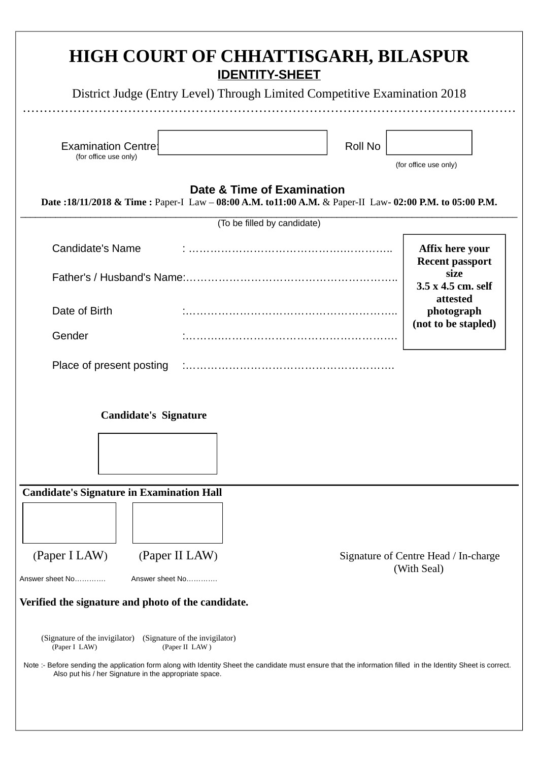# HIGH COURT OF CHHATTISGARH, BILASPUR

## IDENTITY-SHEET

District Judge (Entry Level) Through Limited Competitive Examination 2018

…………………………………………………………………………………………………………

Examination Centre: ____________________ Roll No ____________
(for office use only) (for office use only)

**Date & Time of Examination**

**Date :18/11/2018 & Time :** Paper-I Law – **08:00 A.M. to11:00 A.M.** & Paper-II Law**- 02:00 P.M. to 05:00 P.M.**

(To be filled by candidate)

Candidate's Name : …………………………………….…………..

Father's / Husband's Name:…………………………………………………..

Date of Birth :…………………………………………………..

Gender :…………………………………………………

Place of present posting :…………………………………………………

**Affix here your Recent passport size 3.5 x 4.5 cm. self attested photograph (not to be stapled)**

**Candidate's Signature**

**Candidate's Signature in Examination Hall**

(Paper I LAW) (Paper II LAW)

Answer sheet No…………  Answer sheet No…………

Signature of Centre Head / In-charge (With Seal)

**Verified the signature and photo of the candidate.**

(Signature of the invigilator) (Signature of the invigilator)
(Paper I LAW) (Paper II LAW )

Note :- Before sending the application form along with Identity Sheet the candidate must ensure that the information filled in the Identity Sheet is correct. Also put his / her Signature in the appropriate space.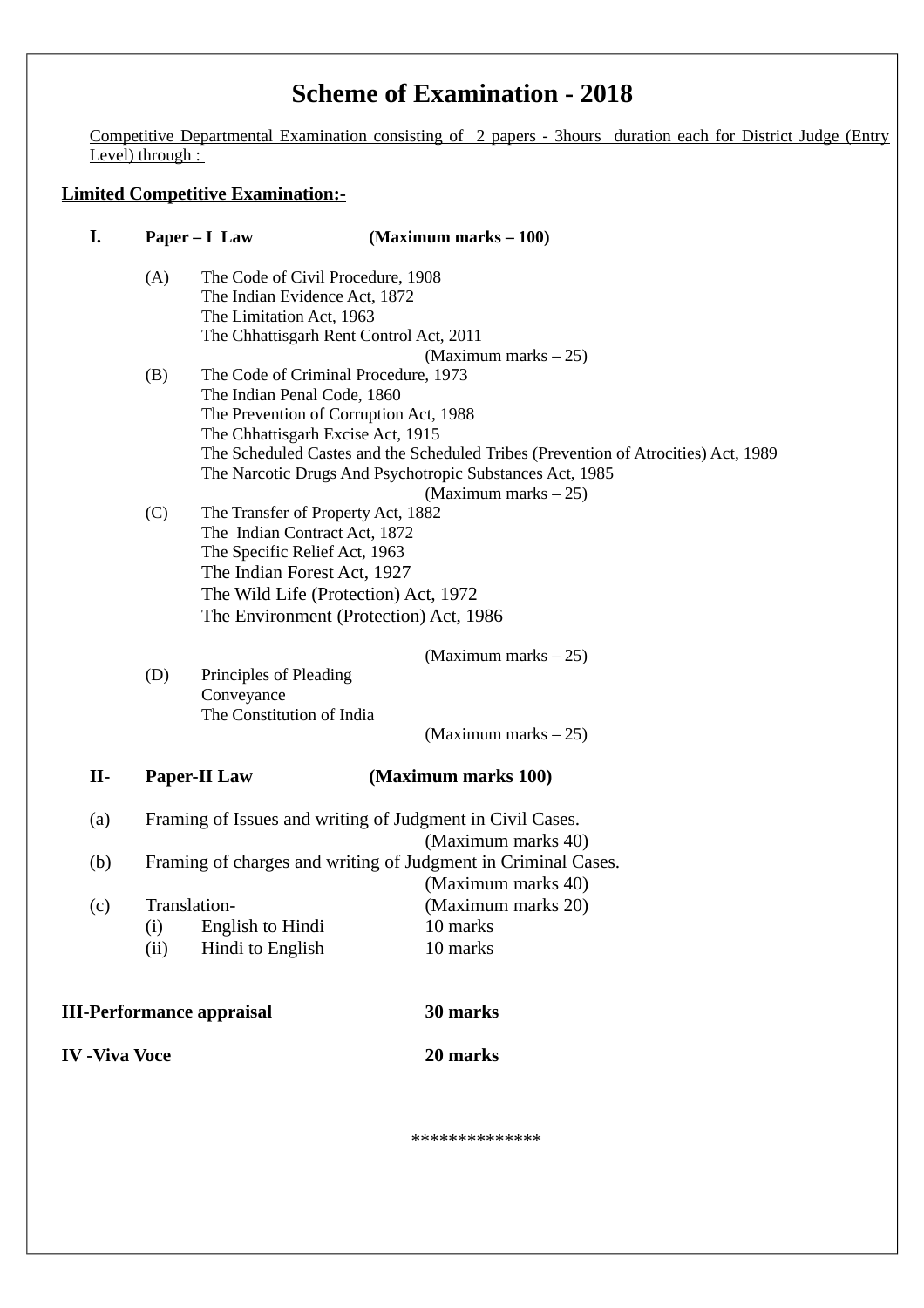# Scheme of Examination - 2018

Competitive Departmental Examination consisting of 2 papers - 3hours duration each for District Judge (Entry Level) through :

**Limited Competitive Examination:-**

**I. Paper – I Law (Maximum marks – 100)**

(A) The Code of Civil Procedure, 1908
The Indian Evidence Act, 1872
The Limitation Act, 1963
The Chhattisgarh Rent Control Act, 2011
(Maximum marks – 25)

(B) The Code of Criminal Procedure, 1973
The Indian Penal Code, 1860
The Prevention of Corruption Act, 1988
The Chhattisgarh Excise Act, 1915
The Scheduled Castes and the Scheduled Tribes (Prevention of Atrocities) Act, 1989
The Narcotic Drugs And Psychotropic Substances Act, 1985
(Maximum marks – 25)

(C) The Transfer of Property Act, 1882
The Indian Contract Act, 1872
The Specific Relief Act, 1963
The Indian Forest Act, 1927
The Wild Life (Protection) Act, 1972
The Environment (Protection) Act, 1986
(Maximum marks – 25)

(D) Principles of Pleading
Conveyance
The Constitution of India
(Maximum marks – 25)

**II- Paper-II Law (Maximum marks 100)**

(a) Framing of Issues and writing of Judgment in Civil Cases.
(Maximum marks 40)

(b) Framing of charges and writing of Judgment in Criminal Cases.
(Maximum marks 40)

(c) Translation- (Maximum marks 20)
(i) English to Hindi 10 marks
(ii) Hindi to English 10 marks

**III-Performance appraisal 30 marks**

**IV -Viva Voce 20 marks**

\*\*\*\*\*\*\*\*\*\*\*\*\*\*